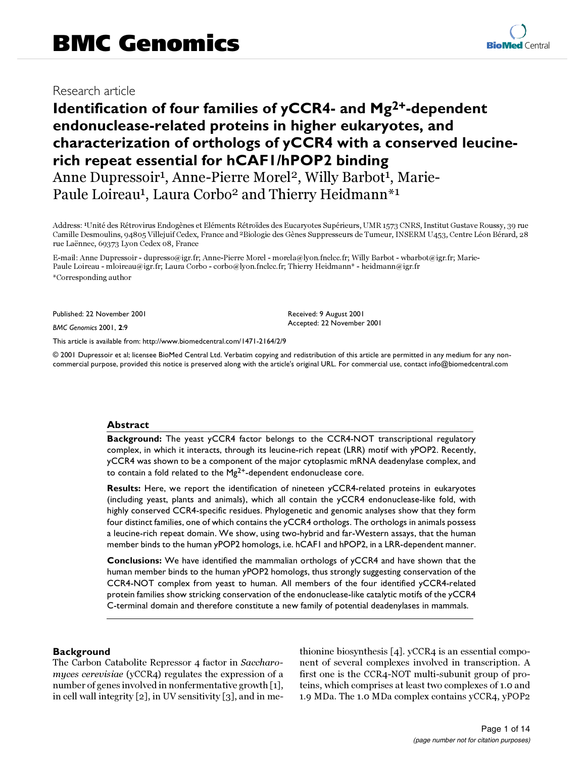# BMC Genomics

Research article

## Identification of four families of yCCR4- and $Mg^{2+}$-dependent endonuclease-related proteins in higher eukaryotes, and characterization of orthologs of yCCR4 with a conserved leucine-rich repeat essential for hCAF1/hPOP2 binding

Anne Dupressoir[1], Anne-Pierre Morel[2], Willy Barbot[1], Marie-Paule Loireau[1], Laura Corbo[2] and Thierry Heidmann*[1]

Address: [1]Unité des Rétrovirus Endogènes et Eléments Rétroïdes des Eucaryotes Supérieurs, UMR 1573 CNRS, Institut Gustave Roussy, 39 rue Camille Desmoulins, 94805 Villejuif Cedex, France and [2]Biologie des Gènes Suppresseurs de Tumeur, INSERM U453, Centre Léon Bérard, 28 rue Laënnec, 69373 Lyon Cedex 08, France

E-mail: Anne Dupressoir - dupresso@igr.fr; Anne-Pierre Morel - morela@lyon.fnclcc.fr; Willy Barbot - wbarbot@igr.fr; Marie-Paule Loireau - mloireau@igr.fr; Laura Corbo - corbo@lyon.fnclcc.fr; Thierry Heidmann* - heidmann@igr.fr

*Corresponding author

Published: 22 November 2001

*BMC Genomics* 2001, **2**:9

Received: 9 August 2001

Accepted: 22 November 2001

This article is available from: http://www.biomedcentral.com/1471-2164/2/9

© 2001 Dupressoir et al; licensee BioMed Central Ltd. Verbatim copying and redistribution of this article are permitted in any medium for any non-commercial purpose, provided this notice is preserved along with the article's original URL. For commercial use, contact info@biomedcentral.com

### Abstract

**Background:** The yeast yCCR4 factor belongs to the CCR4-NOT transcriptional regulatory complex, in which it interacts, through its leucine-rich repeat (LRR) motif with yPOP2. Recently, yCCR4 was shown to be a component of the major cytoplasmic mRNA deadenylase complex, and to contain a fold related to the $Mg^{2+}$-dependent endonuclease core.

**Results:** Here, we report the identification of nineteen yCCR4-related proteins in eukaryotes (including yeast, plants and animals), which all contain the yCCR4 endonuclease-like fold, with highly conserved CCR4-specific residues. Phylogenetic and genomic analyses show that they form four distinct families, one of which contains the yCCR4 orthologs. The orthologs in animals possess a leucine-rich repeat domain. We show, using two-hybrid and far-Western assays, that the human member binds to the human yPOP2 homologs, i.e. hCAF1 and hPOP2, in a LRR-dependent manner.

**Conclusions:** We have identified the mammalian orthologs of yCCR4 and have shown that the human member binds to the human yPOP2 homologs, thus strongly suggesting conservation of the CCR4-NOT complex from yeast to human. All members of the four identified yCCR4-related protein families show stricking conservation of the endonuclease-like catalytic motifs of the yCCR4 C-terminal domain and therefore constitute a new family of potential deadenylases in mammals.

### Background

The Carbon Catabolite Repressor 4 factor in *Saccharomyces cerevisiae* (yCCR4) regulates the expression of a number of genes involved in nonfermentative growth [1], in cell wall integrity [2], in UV sensitivity [3], and in methionine biosynthesis [4]. yCCR4 is an essential component of several complexes involved in transcription. A first one is the CCR4-NOT multi-subunit group of proteins, which comprises at least two complexes of 1.0 and 1.9 MDa. The 1.0 MDa complex contains yCCR4, yPOP2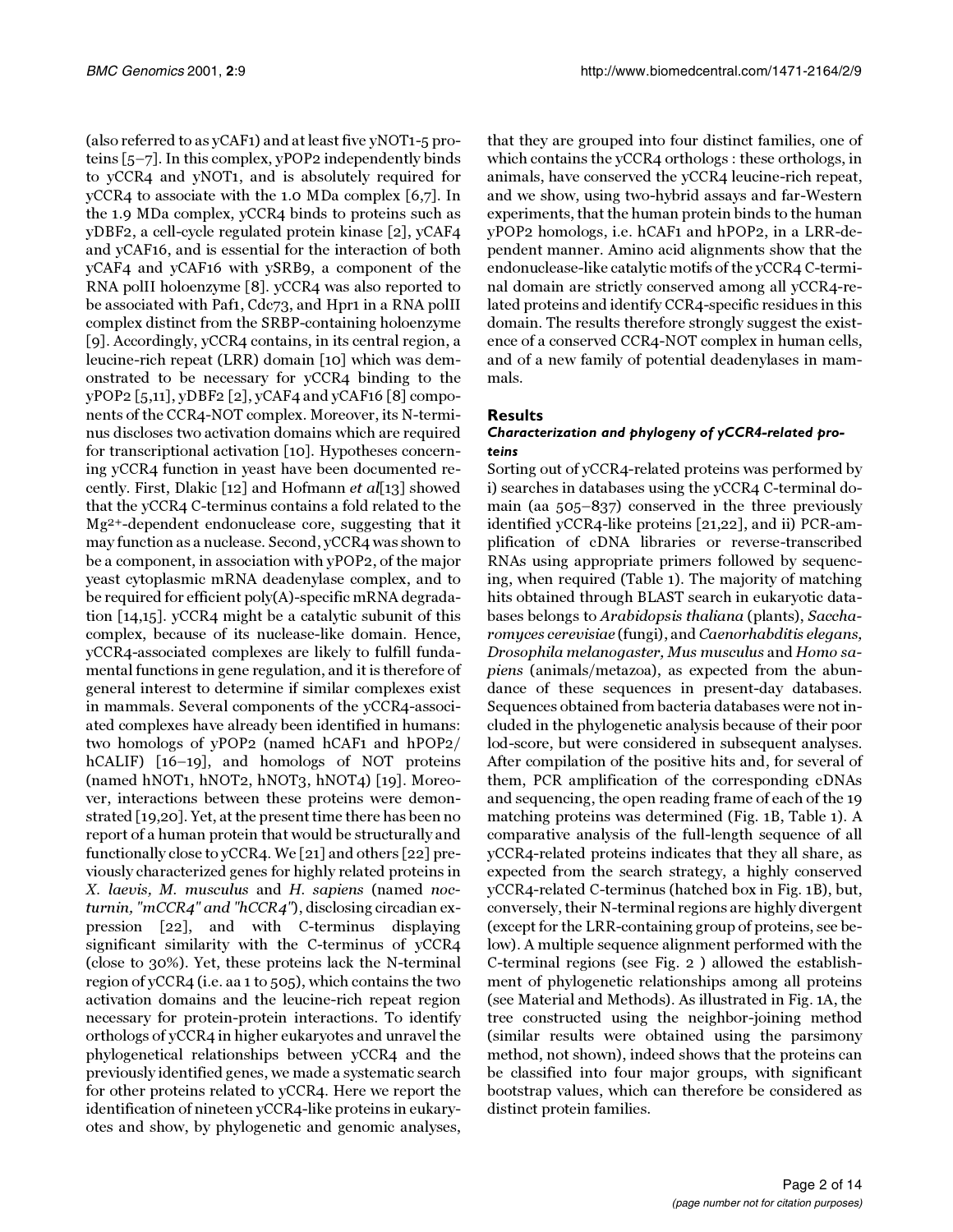(also referred to as yCAF1) and at least five yNOT1-5 proteins [5–7]. In this complex, yPOP2 independently binds to yCCR4 and yNOT1, and is absolutely required for yCCR4 to associate with the 1.0 MDa complex [6,7]. In the 1.9 MDa complex, yCCR4 binds to proteins such as yDBF2, a cell-cycle regulated protein kinase [2], yCAF4 and yCAF16, and is essential for the interaction of both yCAF4 and yCAF16 with ySRB9, a component of the RNA polII holoenzyme [8]. yCCR4 was also reported to be associated with Paf1, Cdc73, and Hpr1 in a RNA polII complex distinct from the SRBP-containing holoenzyme [9]. Accordingly, yCCR4 contains, in its central region, a leucine-rich repeat (LRR) domain [10] which was demonstrated to be necessary for yCCR4 binding to the yPOP2 [5,11], yDBF2 [2], yCAF4 and yCAF16 [8] components of the CCR4-NOT complex. Moreover, its N-terminus discloses two activation domains which are required for transcriptional activation [10]. Hypotheses concerning yCCR4 function in yeast have been documented recently. First, Dlakic [12] and Hofmann *et al*[13] showed that the yCCR4 C-terminus contains a fold related to the $Mg^{2+}$-dependent endonuclease core, suggesting that it may function as a nuclease. Second, yCCR4 was shown to be a component, in association with yPOP2, of the major yeast cytoplasmic mRNA deadenylase complex, and to be required for efficient poly(A)-specific mRNA degradation [14,15]. yCCR4 might be a catalytic subunit of this complex, because of its nuclease-like domain. Hence, yCCR4-associated complexes are likely to fulfill fundamental functions in gene regulation, and it is therefore of general interest to determine if similar complexes exist in mammals. Several components of the yCCR4-associated complexes have already been identified in humans: two homologs of yPOP2 (named hCAF1 and hPOP2/hCALIF) [16–19], and homologs of NOT proteins (named hNOT1, hNOT2, hNOT3, hNOT4) [19]. Moreover, interactions between these proteins were demonstrated [19,20]. Yet, at the present time there has been no report of a human protein that would be structurally and functionally close to yCCR4. We [21] and others [22] previously characterized genes for highly related proteins in *X. laevis, M. musculus* and *H. sapiens* (named *nocturnin, "mCCR4" and "hCCR4"*), disclosing circadian expression [22], and with C-terminus displaying significant similarity with the C-terminus of yCCR4 (close to 30%). Yet, these proteins lack the N-terminal region of yCCR4 (i.e. aa 1 to 505), which contains the two activation domains and the leucine-rich repeat region necessary for protein-protein interactions. To identify orthologs of yCCR4 in higher eukaryotes and unravel the phylogenetical relationships between yCCR4 and the previously identified genes, we made a systematic search for other proteins related to yCCR4. Here we report the identification of nineteen yCCR4-like proteins in eukaryotes and show, by phylogenetic and genomic analyses, that they are grouped into four distinct families, one of which contains the yCCR4 orthologs : these orthologs, in animals, have conserved the yCCR4 leucine-rich repeat, and we show, using two-hybrid assays and far-Western experiments, that the human protein binds to the human yPOP2 homologs, i.e. hCAF1 and hPOP2, in a LRR-dependent manner. Amino acid alignments show that the endonuclease-like catalytic motifs of the yCCR4 C-terminal domain are strictly conserved among all yCCR4-related proteins and identify CCR4-specific residues in this domain. The results therefore strongly suggest the existence of a conserved CCR4-NOT complex in human cells, and of a new family of potential deadenylases in mammals.

## Results

### *Characterization and phylogeny of yCCR4-related proteins*

Sorting out of yCCR4-related proteins was performed by i) searches in databases using the yCCR4 C-terminal domain (aa 505–837) conserved in the three previously identified yCCR4-like proteins [21,22], and ii) PCR-amplification of cDNA libraries or reverse-transcribed RNAs using appropriate primers followed by sequencing, when required (Table 1). The majority of matching hits obtained through BLAST search in eukaryotic databases belongs to *Arabidopsis thaliana* (plants), *Saccharomyces cerevisiae* (fungi), and *Caenorhabditis elegans, Drosophila melanogaster, Mus musculus* and *Homo sapiens* (animals/metazoa), as expected from the abundance of these sequences in present-day databases. Sequences obtained from bacteria databases were not included in the phylogenetic analysis because of their poor lod-score, but were considered in subsequent analyses. After compilation of the positive hits and, for several of them, PCR amplification of the corresponding cDNAs and sequencing, the open reading frame of each of the 19 matching proteins was determined (Fig. 1B, Table 1). A comparative analysis of the full-length sequence of all yCCR4-related proteins indicates that they all share, as expected from the search strategy, a highly conserved yCCR4-related C-terminus (hatched box in Fig. 1B), but, conversely, their N-terminal regions are highly divergent (except for the LRR-containing group of proteins, see below). A multiple sequence alignment performed with the C-terminal regions (see Fig. 2 ) allowed the establishment of phylogenetic relationships among all proteins (see Material and Methods). As illustrated in Fig. 1A, the tree constructed using the neighbor-joining method (similar results were obtained using the parsimony method, not shown), indeed shows that the proteins can be classified into four major groups, with significant bootstrap values, which can therefore be considered as distinct protein families.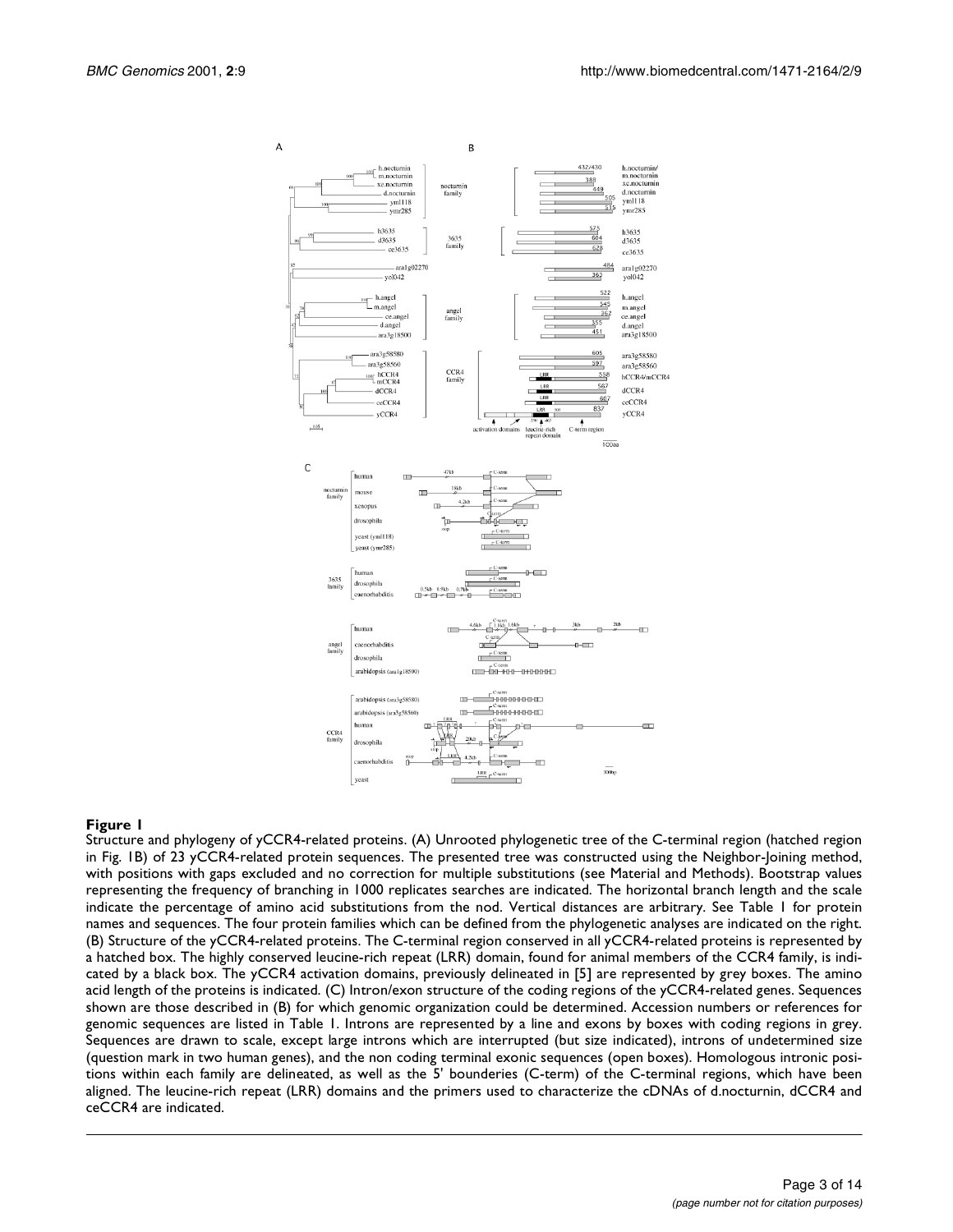**Figure 1**

Structure and phylogeny of yCCR4-related proteins. (A) Unrooted phylogenetic tree of the C-terminal region (hatched region in Fig. 1B) of 23 yCCR4-related protein sequences. The presented tree was constructed using the Neighbor-Joining method, with positions with gaps excluded and no correction for multiple substitutions (see Material and Methods). Bootstrap values representing the frequency of branching in 1000 replicates searches are indicated. The horizontal branch length and the scale indicate the percentage of amino acid substitutions from the nod. Vertical distances are arbitrary. See Table 1 for protein names and sequences. The four protein families which can be defined from the phylogenetic analyses are indicated on the right. (B) Structure of the yCCR4-related proteins. The C-terminal region conserved in all yCCR4-related proteins is represented by a hatched box. The highly conserved leucine-rich repeat (LRR) domain, found for animal members of the CCR4 family, is indicated by a black box. The yCCR4 activation domains, previously delineated in [5] are represented by grey boxes. The amino acid length of the proteins is indicated. (C) Intron/exon structure of the coding regions of the yCCR4-related genes. Sequences shown are those described in (B) for which genomic organization could be determined. Accession numbers or references for genomic sequences are listed in Table 1. Introns are represented by a line and exons by boxes with coding regions in grey. Sequences are drawn to scale, except large introns which are interrupted (but size indicated), introns of undetermined size (question mark in two human genes), and the non coding terminal exonic sequences (open boxes). Homologous intronic positions within each family are delineated, as well as the 5' bounderies (C-term) of the C-terminal regions, which have been aligned. The leucine-rich repeat (LRR) domains and the primers used to characterize the cDNAs of d.nocturnin, dCCR4 and ceCCR4 are indicated.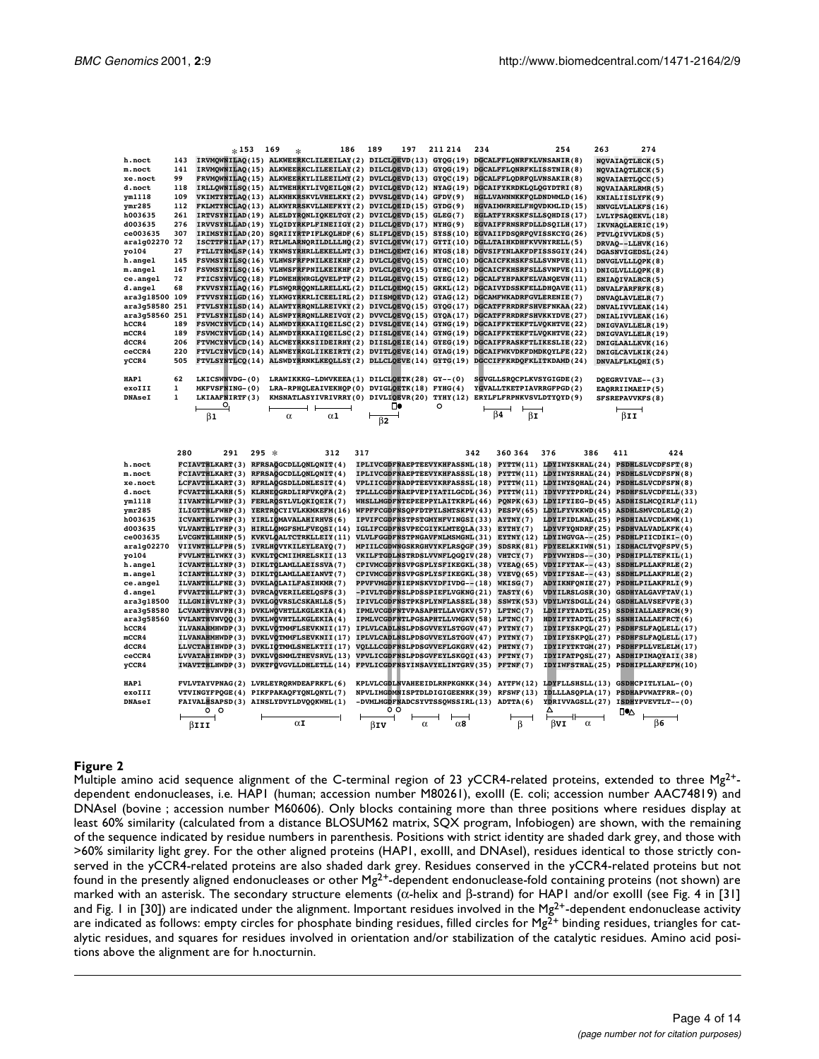**Figure 2**

Multiple amino acid sequence alignment of the C-terminal region of 23 yCCR4-related proteins, extended to three $Mg^{2+}$-dependent endonucleases, i.e. HAP1 (human; accession number M80261), exoIII (E. coli; accession number AAC74819) and DNAseI (bovine ; accession number M60606). Only blocks containing more than three positions where residues display at least 60% similarity (calculated from a distance BLOSUM62 matrix, SQX program, Infobiogen) are shown, with the remaining of the sequence indicated by residue numbers in parenthesis. Positions with strict identity are shaded dark grey, and those with >60% similarity light grey. For the other aligned proteins (HAP1, exoIII, and DNAseI), residues identical to those strictly conserved in the yCCR4-related proteins are also shaded dark grey. Residues conserved in the yCCR4-related proteins but not found in the presently aligned endonucleases or other $Mg^{2+}$-dependent endonuclease-fold containing proteins (not shown) are marked with an asterisk. The secondary structure elements (α-helix and β-strand) for HAP1 and/or exoIII (see Fig. 4 in [31] and Fig. 1 in [30]) are indicated under the alignment. Important residues involved in the $Mg^{2+}$-dependent endonuclease activity are indicated as follows: empty circles for phosphate binding residues, filled circles for $Mg^{2+}$ binding residues, triangles for catalytic residues, and squares for residues involved in orientation and/or stabilization of the catalytic residues. Amino acid positions above the alignment are for h.nocturnin.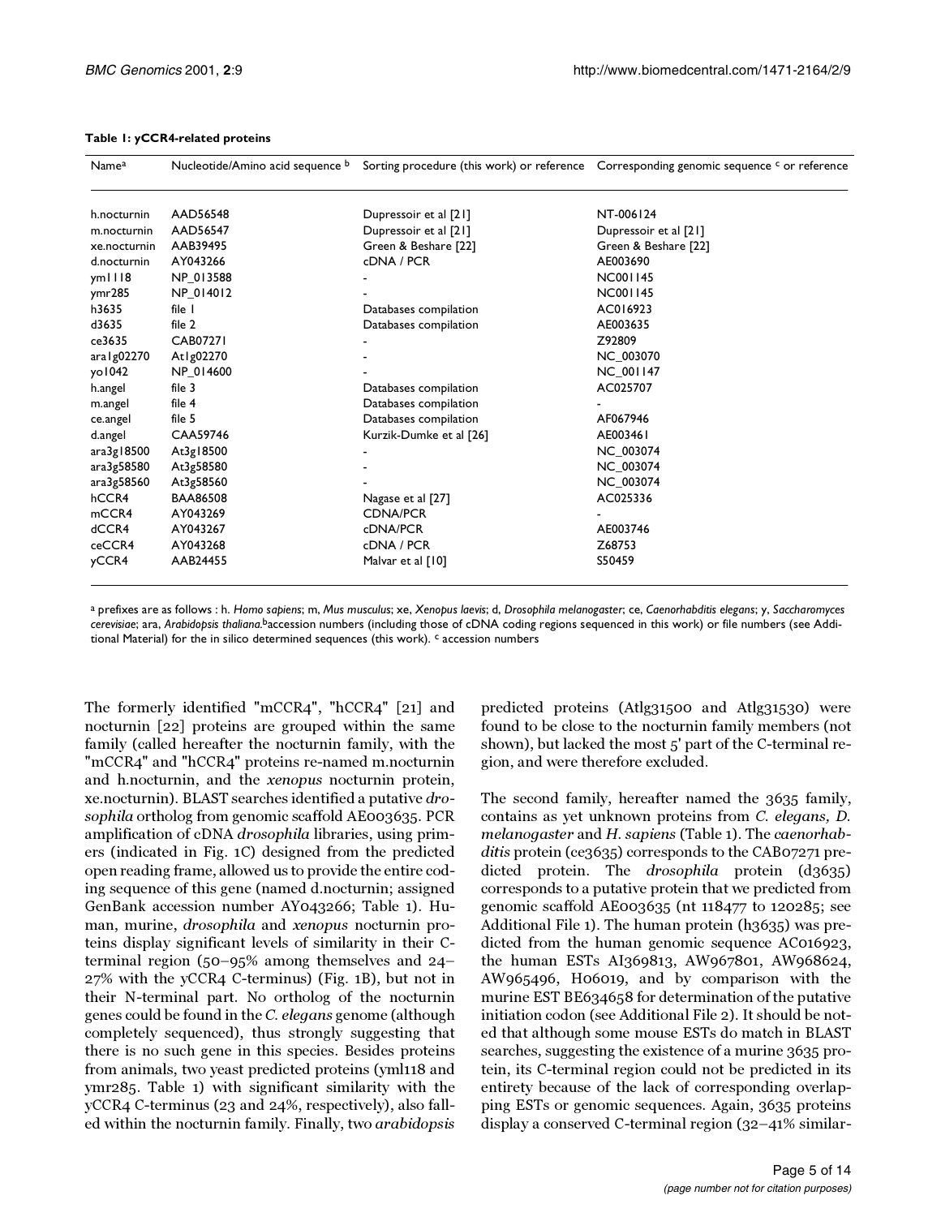**Table 1: yCCR4-related proteins**

| Name[a] | Nucleotide/Amino acid sequence [b] | Sorting procedure (this work) or reference | Corresponding genomic sequence [c] or reference |
| --- | --- | --- | --- |
| h.nocturnin | AAD56548 | Dupressoir et al [21] | NT-006124 |
| m.nocturnin | AAD56547 | Dupressoir et al [21] | Dupressoir et al [21] |
| xe.nocturnin | AAB39495 | Green & Beshare [22] | Green & Beshare [22] |
| d.nocturnin | AY043266 | cDNA / PCR | AE003690 |
| yml118 | NP_013588 | - | NC001145 |
| ymr285 | NP_014012 | - | NC001145 |
| h3635 | file 1 | Databases compilation | AC016923 |
| d3635 | file 2 | Databases compilation | AE003635 |
| ce3635 | CAB07271 | - | Z92809 |
| ara1g02270 | At1g02270 | - | NC_003070 |
| yo1042 | NP_014600 | - | NC_001147 |
| h.angel | file 3 | Databases compilation | AC025707 |
| m.angel | file 4 | Databases compilation | - |
| ce.angel | file 5 | Databases compilation | AF067946 |
| d.angel | CAA59746 | Kurzik-Dumke et al [26] | AE003461 |
| ara3g18500 | At3g18500 | - | NC_003074 |
| ara3g58580 | At3g58580 | - | NC_003074 |
| ara3g58560 | At3g58560 | - | NC_003074 |
| hCCR4 | BAA86508 | Nagase et al [27] | AC025336 |
| mCCR4 | AY043269 | CDNA/PCR | - |
| dCCR4 | AY043267 | cDNA/PCR | AE003746 |
| ceCCR4 | AY043268 | cDNA / PCR | Z68753 |
| yCCR4 | AAB24455 | Malvar et al [10] | S50459 |

[a] prefixes are as follows : h. *Homo sapiens*; m, *Mus musculus*; xe, *Xenopus laevis*; d, *Drosophila melanogaster*; ce, *Caenorhabditis elegans*; y, *Saccharomyces cerevisiae*; ara, *Arabidopsis thaliana*. [b] accession numbers (including those of cDNA coding regions sequenced in this work) or file numbers (see Additional Material) for the in silico determined sequences (this work). [c] accession numbers

The formerly identified "mCCR4", "hCCR4" [21] and nocturnin [22] proteins are grouped within the same family (called hereafter the nocturnin family, with the "mCCR4" and "hCCR4" proteins re-named m.nocturnin and h.nocturnin, and the *xenopus* nocturnin protein, xe.nocturnin). BLAST searches identified a putative *drosophila* ortholog from genomic scaffold AE003635. PCR amplification of cDNA *drosophila* libraries, using primers (indicated in Fig. 1C) designed from the predicted open reading frame, allowed us to provide the entire coding sequence of this gene (named d.nocturnin; assigned GenBank accession number AY043266; Table 1). Human, murine, *drosophila* and *xenopus* nocturnin proteins display significant levels of similarity in their C-terminal region (50–95% among themselves and 24–27% with the yCCR4 C-terminus) (Fig. 1B), but not in their N-terminal part. No ortholog of the nocturnin genes could be found in the *C. elegans* genome (although completely sequenced), thus strongly suggesting that there is no such gene in this species. Besides proteins from animals, two yeast predicted proteins (yml118 and ymr285. Table 1) with significant similarity with the yCCR4 C-terminus (23 and 24%, respectively), also falled within the nocturnin family. Finally, two *arabidopsis* predicted proteins (At1g31500 and At1g31530) were found to be close to the nocturnin family members (not shown), but lacked the most 5' part of the C-terminal region, and were therefore excluded.

The second family, hereafter named the 3635 family, contains as yet unknown proteins from *C. elegans, D. melanogaster* and *H. sapiens* (Table 1). The *caenorhabditis* protein (ce3635) corresponds to the CAB07271 predicted protein. The *drosophila* protein (d3635) corresponds to a putative protein that we predicted from genomic scaffold AE003635 (nt 118477 to 120285; see Additional File 1). The human protein (h3635) was predicted from the human genomic sequence AC016923, the human ESTs AI369813, AW967801, AW968624, AW965496, H06019, and by comparison with the murine EST BE634658 for determination of the putative initiation codon (see Additional File 2). It should be noted that although some mouse ESTs do match in BLAST searches, suggesting the existence of a murine 3635 protein, its C-terminal region could not be predicted in its entirety because of the lack of corresponding overlapping ESTs or genomic sequences. Again, 3635 proteins display a conserved C-terminal region (32–41% similar-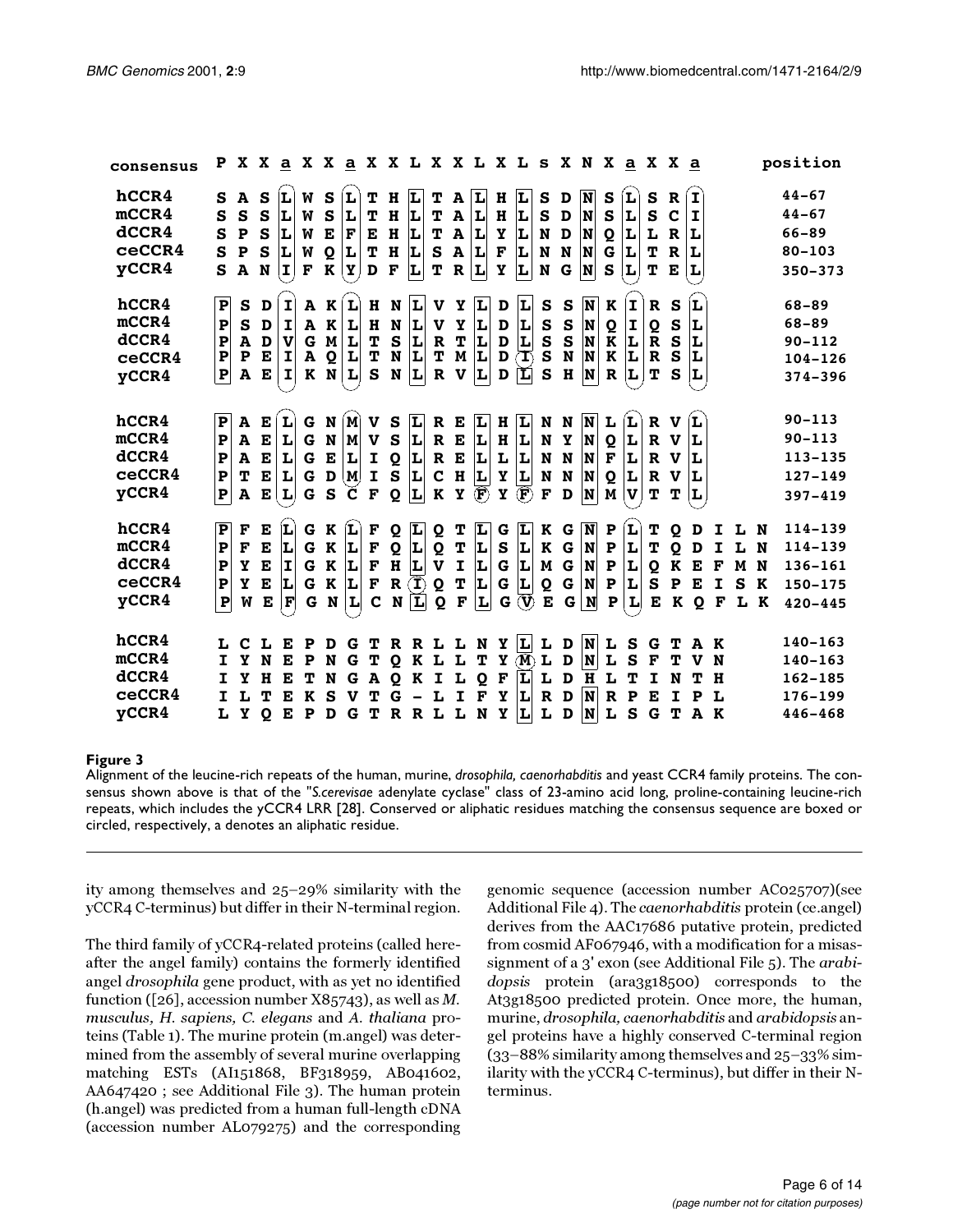```
consensus  P X X a X X a X X L X X L X L s X N X a X X a          position

hCCR4      S A S L W S L T H L T A L H L S D N S L S R I          44–67
mCCR4      S S S L W S L T H L T A L H L S D N S L S C I          44–67
dCCR4      S P S L W E F E H L T A L Y L N D N Q L L R L          66–89
ceCCR4     S P S L W Q L T H L S A L F L N N N G L T R L          80–103
yCCR4      S A N I F K Y D F L T R L Y L N G N S L T E L          350–373

hCCR4      P S D I A K L H N L V Y L D L S S N K I R S L          68–89
mCCR4      P S D I A K L H N L V Y L D L S S N Q I Q S L          68–89
dCCR4      P A D V G M L T S L R T L D L S S N K L R S L          90–112
ceCCR4     P P E I A Q L T N L T M L D I S N N K L R S L          104–126
yCCR4      P A E I K N L S N L R V L D L S H N R L T S L          374–396

hCCR4      P A E L G N M V S L R E L H L N N N L L R V L          90–113
mCCR4      P A E L G N M V S L R E L H L N Y N Q L R V L          90–113
dCCR4      P A E L G E L I Q L R E L L L N N N F L R V L          113–135
ceCCR4     P T E L G D M I S L C H L Y L N N N Q L R V L          127–149
yCCR4      P A E L G S C F Q L K Y F Y F F D N M V T T L          397–419

hCCR4      P F E L G K L F Q L Q T L G L K G N P L T Q D I L N    114–139
mCCR4      P F E L G K L F Q L Q T L S L K G N P L T Q D I L N    114–139
dCCR4      P Y E I G K L F H L V I L G L M G N P L Q K E F M N    136–161
ceCCR4     P Y E L G K L F R I Q T L G L Q G N P L S P E I S K    150–175
yCCR4      P W E F G N L C N L Q F L G V E G N P L E K Q F L K    420–445

hCCR4      L C L E P D G T R R L L N Y L L D N L S G T A K        140–163
mCCR4      I Y N E P N G T Q K L L T Y M L D N L S F T V N        140–163
dCCR4      I Y H E T N G A Q K I L Q F L L D H L T I N T H        162–185
ceCCR4     I L T E K S V T G - L I F Y L R D N R P E I P L        176–199
yCCR4      L Y Q E P D G T R R L L N Y L L D N L S G T A K        446–468
```

**Figure 3**
Alignment of the leucine-rich repeats of the human, murine, *drosophila, caenorhabditis* and yeast CCR4 family proteins. The consensus shown above is that of the "*S.cerevisae* adenylate cyclase" class of 23-amino acid long, proline-containing leucine-rich repeats, which includes the yCCR4 LRR [28]. Conserved or aliphatic residues matching the consensus sequence are boxed or circled, respectively, a denotes an aliphatic residue.

ity among themselves and 25–29% similarity with the yCCR4 C-terminus) but differ in their N-terminal region.

The third family of yCCR4-related proteins (called hereafter the angel family) contains the formerly identified angel *drosophila* gene product, with as yet no identified function ([26], accession number X85743), as well as *M. musculus, H. sapiens, C. elegans* and *A. thaliana* proteins (Table 1). The murine protein (m.angel) was determined from the assembly of several murine overlapping matching ESTs (AI151868, BF318959, AB041602, AA647420 ; see Additional File 3). The human protein (h.angel) was predicted from a human full-length cDNA (accession number AL079275) and the corresponding genomic sequence (accession number AC025707)(see Additional File 4). The *caenorhabditis* protein (ce.angel) derives from the AAC17686 putative protein, predicted from cosmid AF067946, with a modification for a misassignment of a 3' exon (see Additional File 5). The *arabidopsis* protein (ara3g18500) corresponds to the At3g18500 predicted protein. Once more, the human, murine, *drosophila, caenorhabditis* and *arabidopsis* angel proteins have a highly conserved C-terminal region (33–88% similarity among themselves and 25–33% similarity with the yCCR4 C-terminus), but differ in their N-terminus.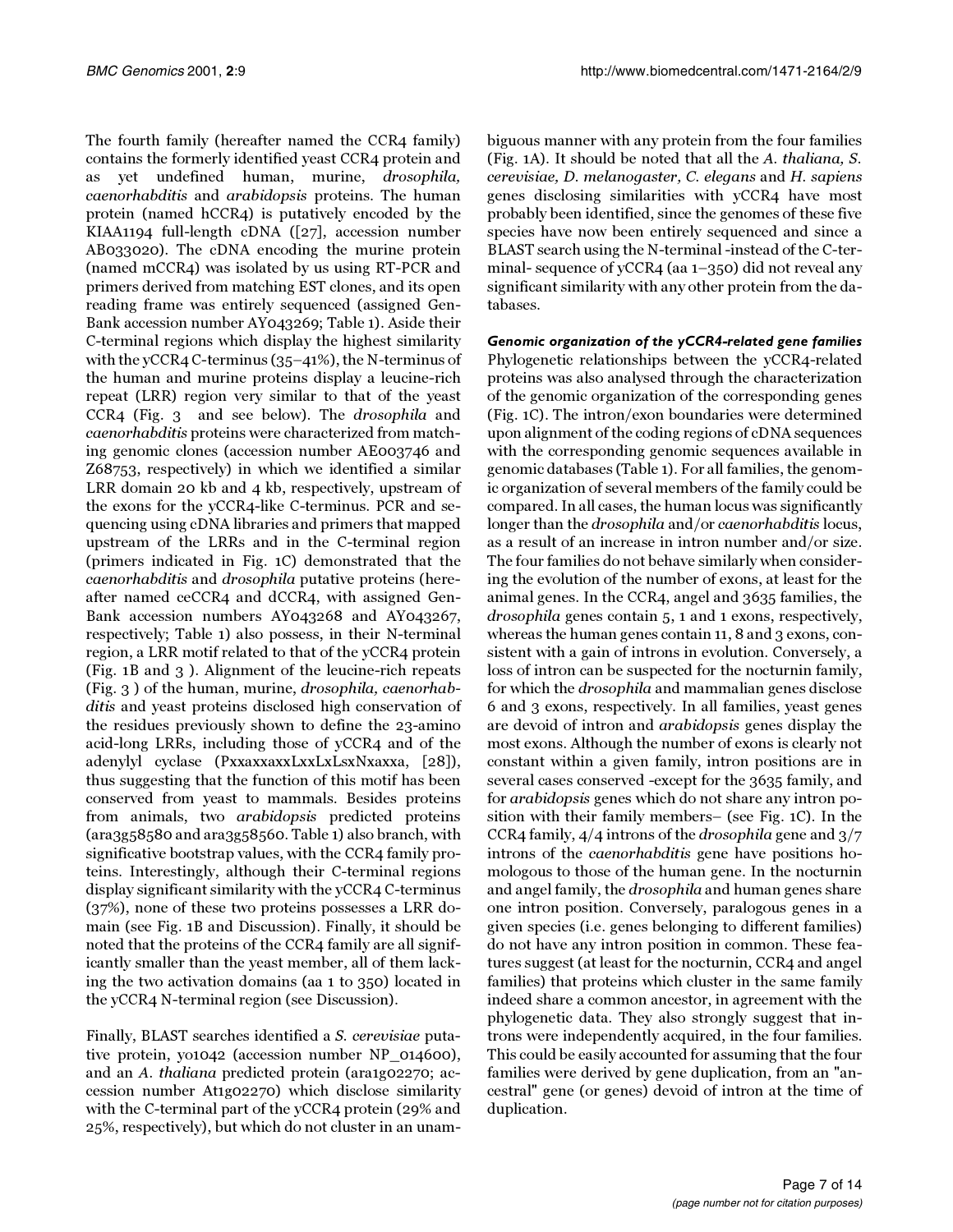The fourth family (hereafter named the CCR4 family) contains the formerly identified yeast CCR4 protein and as yet undefined human, murine, *drosophila, caenorhabditis* and *arabidopsis* proteins. The human protein (named hCCR4) is putatively encoded by the KIAA1194 full-length cDNA ([27], accession number AB033020). The cDNA encoding the murine protein (named mCCR4) was isolated by us using RT-PCR and primers derived from matching EST clones, and its open reading frame was entirely sequenced (assigned GenBank accession number AY043269; Table 1). Aside their C-terminal regions which display the highest similarity with the yCCR4 C-terminus (35–41%), the N-terminus of the human and murine proteins display a leucine-rich repeat (LRR) region very similar to that of the yeast CCR4 (Fig. 3 and see below). The *drosophila* and *caenorhabditis* proteins were characterized from matching genomic clones (accession number AE003746 and Z68753, respectively) in which we identified a similar LRR domain 20 kb and 4 kb, respectively, upstream of the exons for the yCCR4-like C-terminus. PCR and sequencing using cDNA libraries and primers that mapped upstream of the LRRs and in the C-terminal region (primers indicated in Fig. 1C) demonstrated that the *caenorhabditis* and *drosophila* putative proteins (hereafter named ceCCR4 and dCCR4, with assigned GenBank accession numbers AY043268 and AY043267, respectively; Table 1) also possess, in their N-terminal region, a LRR motif related to that of the yCCR4 protein (Fig. 1B and 3 ). Alignment of the leucine-rich repeats (Fig. 3 ) of the human, murine, *drosophila, caenorhabditis* and yeast proteins disclosed high conservation of the residues previously shown to define the 23-amino acid-long LRRs, including those of yCCR4 and of the adenylyl cyclase (PxxaxxaxxLxxLxLsxNxaxxa, [28]), thus suggesting that the function of this motif has been conserved from yeast to mammals. Besides proteins from animals, two *arabidopsis* predicted proteins (ara3g58580 and ara3g58560. Table 1) also branch, with significative bootstrap values, with the CCR4 family proteins. Interestingly, although their C-terminal regions display significant similarity with the yCCR4 C-terminus (37%), none of these two proteins possesses a LRR domain (see Fig. 1B and Discussion). Finally, it should be noted that the proteins of the CCR4 family are all significantly smaller than the yeast member, all of them lacking the two activation domains (aa 1 to 350) located in the yCCR4 N-terminal region (see Discussion).

Finally, BLAST searches identified a *S. cerevisiae* putative protein, yo1042 (accession number NP_014600), and an *A. thaliana* predicted protein (ara1g02270; accession number At1g02270) which disclose similarity with the C-terminal part of the yCCR4 protein (29% and 25%, respectively), but which do not cluster in an unambiguous manner with any protein from the four families (Fig. 1A). It should be noted that all the *A. thaliana, S. cerevisiae, D. melanogaster, C. elegans* and *H. sapiens* genes disclosing similarities with yCCR4 have most probably been identified, since the genomes of these five species have now been entirely sequenced and since a BLAST search using the N-terminal -instead of the C-terminal- sequence of yCCR4 (aa 1–350) did not reveal any significant similarity with any other protein from the databases.

#### *Genomic organization of the yCCR4-related gene families*

Phylogenetic relationships between the yCCR4-related proteins was also analysed through the characterization of the genomic organization of the corresponding genes (Fig. 1C). The intron/exon boundaries were determined upon alignment of the coding regions of cDNA sequences with the corresponding genomic sequences available in genomic databases (Table 1). For all families, the genomic organization of several members of the family could be compared. In all cases, the human locus was significantly longer than the *drosophila* and/or *caenorhabditis* locus, as a result of an increase in intron number and/or size. The four families do not behave similarly when considering the evolution of the number of exons, at least for the animal genes. In the CCR4, angel and 3635 families, the *drosophila* genes contain 5, 1 and 1 exons, respectively, whereas the human genes contain 11, 8 and 3 exons, consistent with a gain of introns in evolution. Conversely, a loss of intron can be suspected for the nocturnin family, for which the *drosophila* and mammalian genes disclose 6 and 3 exons, respectively. In all families, yeast genes are devoid of intron and *arabidopsis* genes display the most exons. Although the number of exons is clearly not constant within a given family, intron positions are in several cases conserved -except for the 3635 family, and for *arabidopsis* genes which do not share any intron position with their family members– (see Fig. 1C). In the CCR4 family, 4/4 introns of the *drosophila* gene and 3/7 introns of the *caenorhabditis* gene have positions homologous to those of the human gene. In the nocturnin and angel family, the *drosophila* and human genes share one intron position. Conversely, paralogous genes in a given species (i.e. genes belonging to different families) do not have any intron position in common. These features suggest (at least for the nocturnin, CCR4 and angel families) that proteins which cluster in the same family indeed share a common ancestor, in agreement with the phylogenetic data. They also strongly suggest that introns were independently acquired, in the four families. This could be easily accounted for assuming that the four families were derived by gene duplication, from an "ancestral" gene (or genes) devoid of intron at the time of duplication.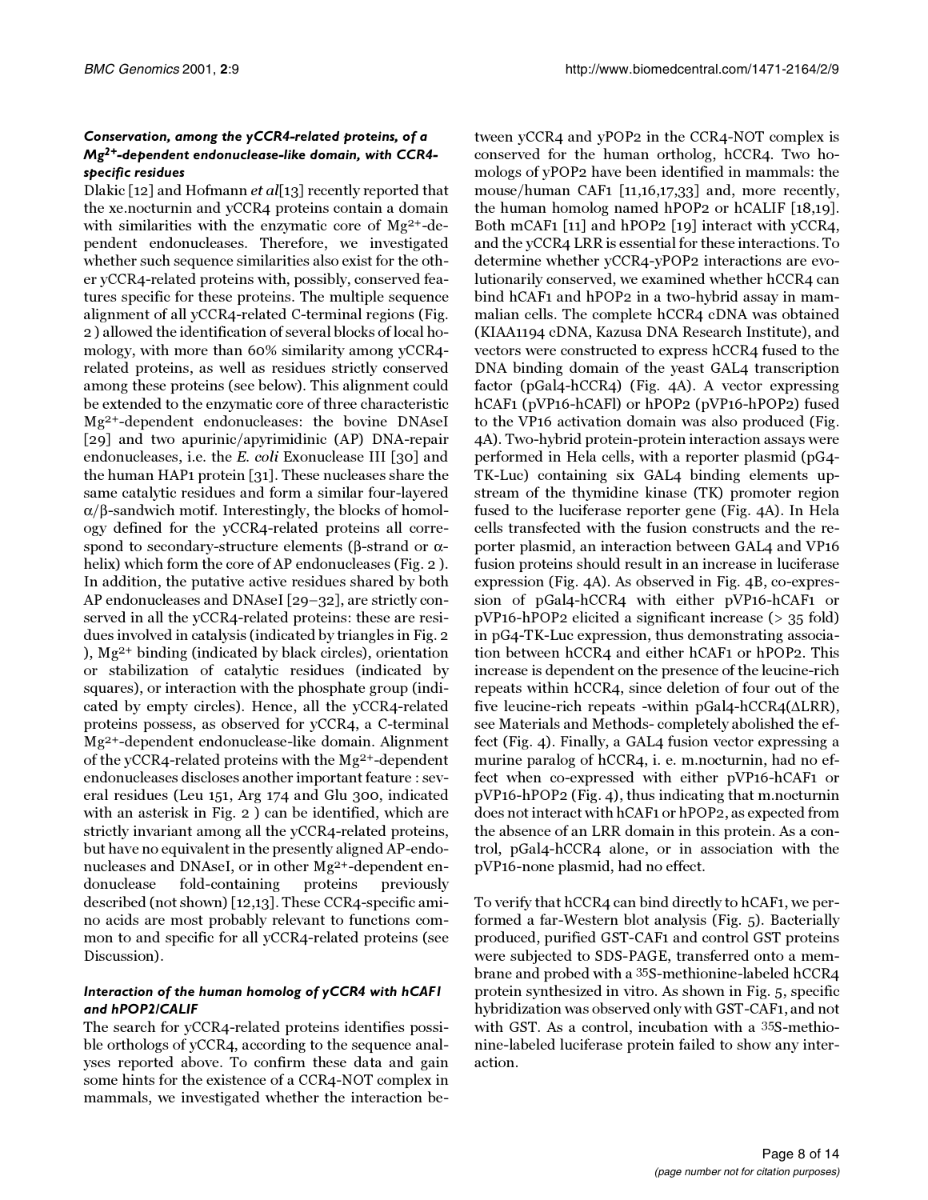### *Conservation, among the yCCR4-related proteins, of a $Mg^{2+}$-dependent endonuclease-like domain, with CCR4-specific residues*

Dlakic [12] and Hofmann *et al*[13] recently reported that the xe.nocturnin and yCCR4 proteins contain a domain with similarities with the enzymatic core of $Mg^{2+}$-dependent endonucleases. Therefore, we investigated whether such sequence similarities also exist for the other yCCR4-related proteins with, possibly, conserved features specific for these proteins. The multiple sequence alignment of all yCCR4-related C-terminal regions (Fig. 2 ) allowed the identification of several blocks of local homology, with more than 60% similarity among yCCR4-related proteins, as well as residues strictly conserved among these proteins (see below). This alignment could be extended to the enzymatic core of three characteristic $Mg^{2+}$-dependent endonucleases: the bovine DNAseI [29] and two apurinic/apyrimidinic (AP) DNA-repair endonucleases, i.e. the *E. coli* Exonuclease III [30] and the human HAP1 protein [31]. These nucleases share the same catalytic residues and form a similar four-layered $\alpha/\beta$-sandwich motif. Interestingly, the blocks of homology defined for the yCCR4-related proteins all correspond to secondary-structure elements ($\beta$-strand or $\alpha$-helix) which form the core of AP endonucleases (Fig. 2 ). In addition, the putative active residues shared by both AP endonucleases and DNAseI [29–32], are strictly conserved in all the yCCR4-related proteins: these are residues involved in catalysis (indicated by triangles in Fig. 2 ), $Mg^{2+}$ binding (indicated by black circles), orientation or stabilization of catalytic residues (indicated by squares), or interaction with the phosphate group (indicated by empty circles). Hence, all the yCCR4-related proteins possess, as observed for yCCR4, a C-terminal $Mg^{2+}$-dependent endonuclease-like domain. Alignment of the yCCR4-related proteins with the $Mg^{2+}$-dependent endonucleases discloses another important feature : several residues (Leu 151, Arg 174 and Glu 300, indicated with an asterisk in Fig. 2 ) can be identified, which are strictly invariant among all the yCCR4-related proteins, but have no equivalent in the presently aligned AP-endonucleases and DNAseI, or in other $Mg^{2+}$-dependent endonuclease fold-containing proteins previously described (not shown) [12,13]. These CCR4-specific amino acids are most probably relevant to functions common to and specific for all yCCR4-related proteins (see Discussion).

### *Interaction of the human homolog of yCCR4 with hCAF1 and hPOP2/CALIF*

The search for yCCR4-related proteins identifies possible orthologs of yCCR4, according to the sequence analyses reported above. To confirm these data and gain some hints for the existence of a CCR4-NOT complex in mammals, we investigated whether the interaction between yCCR4 and yPOP2 in the CCR4-NOT complex is conserved for the human ortholog, hCCR4. Two homologs of yPOP2 have been identified in mammals: the mouse/human CAF1 [11,16,17,33] and, more recently, the human homolog named hPOP2 or hCALIF [18,19]. Both mCAF1 [11] and hPOP2 [19] interact with yCCR4, and the yCCR4 LRR is essential for these interactions. To determine whether yCCR4-yPOP2 interactions are evolutionarily conserved, we examined whether hCCR4 can bind hCAF1 and hPOP2 in a two-hybrid assay in mammalian cells. The complete hCCR4 cDNA was obtained (KIAA1194 cDNA, Kazusa DNA Research Institute), and vectors were constructed to express hCCR4 fused to the DNA binding domain of the yeast GAL4 transcription factor (pGal4-hCCR4) (Fig. 4A). A vector expressing hCAF1 (pVP16-hCAFl) or hPOP2 (pVP16-hPOP2) fused to the VP16 activation domain was also produced (Fig. 4A). Two-hybrid protein-protein interaction assays were performed in Hela cells, with a reporter plasmid (pG4-TK-Luc) containing six GAL4 binding elements upstream of the thymidine kinase (TK) promoter region fused to the luciferase reporter gene (Fig. 4A). In Hela cells transfected with the fusion constructs and the reporter plasmid, an interaction between GAL4 and VP16 fusion proteins should result in an increase in luciferase expression (Fig. 4A). As observed in Fig. 4B, co-expression of pGal4-hCCR4 with either pVP16-hCAF1 or pVP16-hPOP2 elicited a significant increase (> 35 fold) in pG4-TK-Luc expression, thus demonstrating association between hCCR4 and either hCAF1 or hPOP2. This increase is dependent on the presence of the leucine-rich repeats within hCCR4, since deletion of four out of the five leucine-rich repeats -within pGal4-hCCR4($\Delta$LRR), see Materials and Methods- completely abolished the effect (Fig. 4). Finally, a GAL4 fusion vector expressing a murine paralog of hCCR4, i. e. m.nocturnin, had no effect when co-expressed with either pVP16-hCAF1 or pVP16-hPOP2 (Fig. 4), thus indicating that m.nocturnin does not interact with hCAF1 or hPOP2, as expected from the absence of an LRR domain in this protein. As a control, pGal4-hCCR4 alone, or in association with the pVP16-none plasmid, had no effect.

To verify that hCCR4 can bind directly to hCAF1, we performed a far-Western blot analysis (Fig. 5). Bacterially produced, purified GST-CAF1 and control GST proteins were subjected to SDS-PAGE, transferred onto a membrane and probed with a $^{35}$S-methionine-labeled hCCR4 protein synthesized in vitro. As shown in Fig. 5, specific hybridization was observed only with GST-CAF1, and not with GST. As a control, incubation with a $^{35}$S-methionine-labeled luciferase protein failed to show any interaction.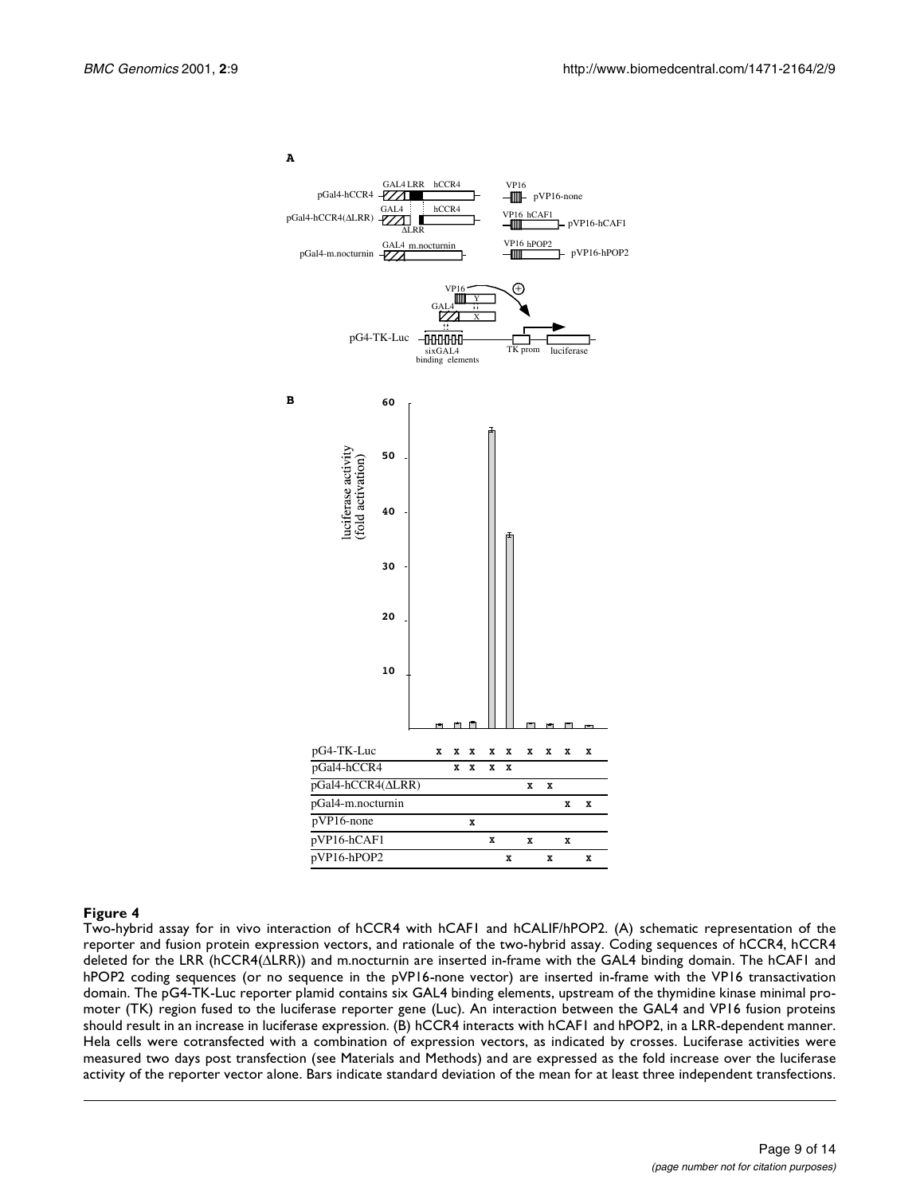**Figure 4**

Two-hybrid assay for in vivo interaction of hCCR4 with hCAF1 and hCALIF/hPOP2. (A) schematic representation of the reporter and fusion protein expression vectors, and rationale of the two-hybrid assay. Coding sequences of hCCR4, hCCR4 deleted for the LRR (hCCR4(ΔLRR)) and m.nocturnin are inserted in-frame with the GAL4 binding domain. The hCAF1 and hPOP2 coding sequences (or no sequence in the pVP16-none vector) are inserted in-frame with the VP16 transactivation domain. The pG4-TK-Luc reporter plamid contains six GAL4 binding elements, upstream of the thymidine kinase minimal promoter (TK) region fused to the luciferase reporter gene (Luc). An interaction between the GAL4 and VP16 fusion proteins should result in an increase in luciferase expression. (B) hCCR4 interacts with hCAF1 and hPOP2, in a LRR-dependent manner. Hela cells were cotransfected with a combination of expression vectors, as indicated by crosses. Luciferase activities were measured two days post transfection (see Materials and Methods) and are expressed as the fold increase over the luciferase activity of the reporter vector alone. Bars indicate standard deviation of the mean for at least three independent transfections.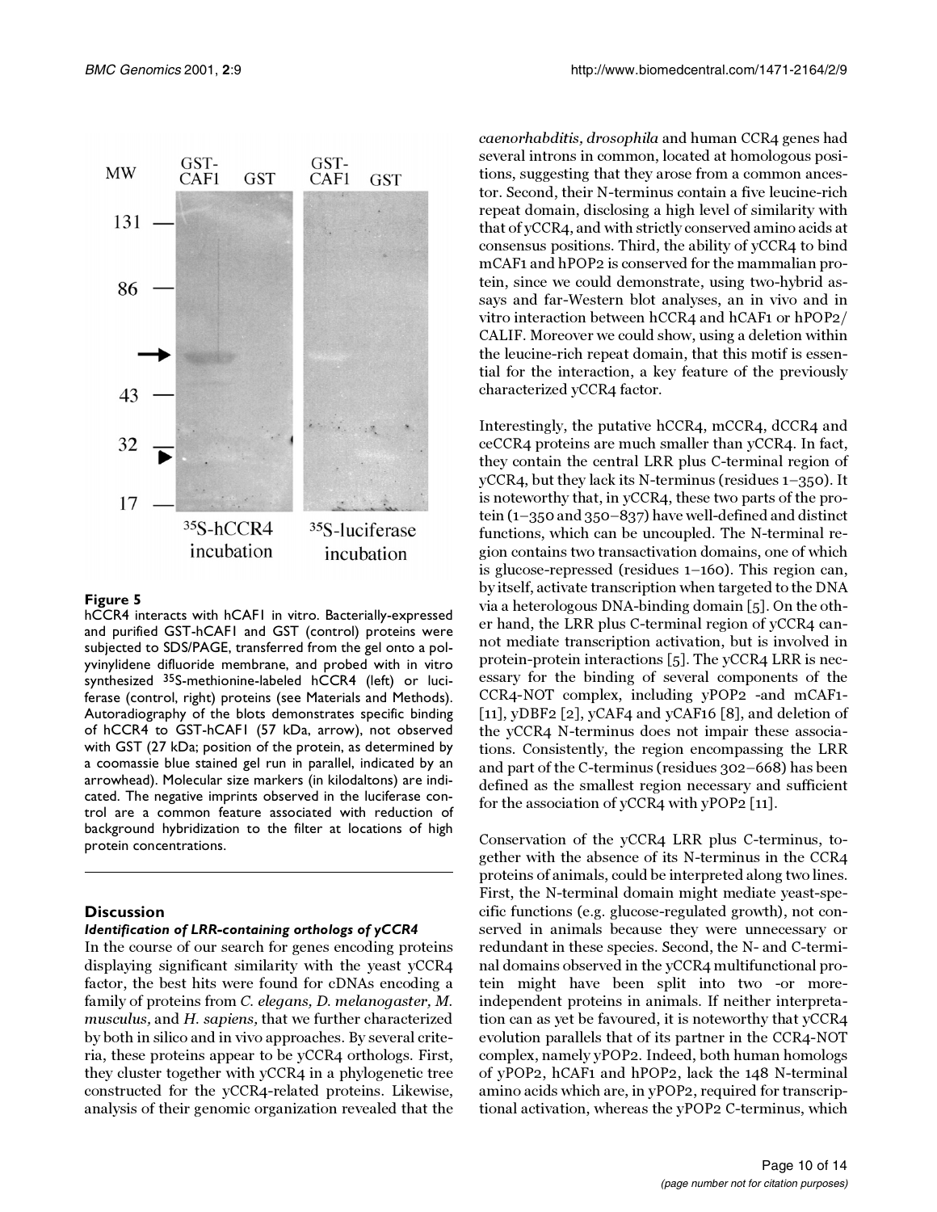**Figure 5**

hCCR4 interacts with hCAF1 in vitro. Bacterially-expressed and purified GST-hCAF1 and GST (control) proteins were subjected to SDS/PAGE, transferred from the gel onto a polyvinylidene difluoride membrane, and probed with in vitro synthesized $^{35}$S-methionine-labeled hCCR4 (left) or luciferase (control, right) proteins (see Materials and Methods). Autoradiography of the blots demonstrates specific binding of hCCR4 to GST-hCAF1 (57 kDa, arrow), not observed with GST (27 kDa; position of the protein, as determined by a coomassie blue stained gel run in parallel, indicated by an arrowhead). Molecular size markers (in kilodaltons) are indicated. The negative imprints observed in the luciferase control are a common feature associated with reduction of background hybridization to the filter at locations of high protein concentrations.

## Discussion

### *Identification of LRR-containing orthologs of yCCR4*

In the course of our search for genes encoding proteins displaying significant similarity with the yeast yCCR4 factor, the best hits were found for cDNAs encoding a family of proteins from *C. elegans, D. melanogaster, M. musculus,* and *H. sapiens,* that we further characterized by both in silico and in vivo approaches. By several criteria, these proteins appear to be yCCR4 orthologs. First, they cluster together with yCCR4 in a phylogenetic tree constructed for the yCCR4-related proteins. Likewise, analysis of their genomic organization revealed that the *caenorhabditis, drosophila* and human CCR4 genes had several introns in common, located at homologous positions, suggesting that they arose from a common ancestor. Second, their N-terminus contain a five leucine-rich repeat domain, disclosing a high level of similarity with that of yCCR4, and with strictly conserved amino acids at consensus positions. Third, the ability of yCCR4 to bind mCAF1 and hPOP2 is conserved for the mammalian protein, since we could demonstrate, using two-hybrid assays and far-Western blot analyses, an in vivo and in vitro interaction between hCCR4 and hCAF1 or hPOP2/CALIF. Moreover we could show, using a deletion within the leucine-rich repeat domain, that this motif is essential for the interaction, a key feature of the previously characterized yCCR4 factor.

Interestingly, the putative hCCR4, mCCR4, dCCR4 and ceCCR4 proteins are much smaller than yCCR4. In fact, they contain the central LRR plus C-terminal region of yCCR4, but they lack its N-terminus (residues 1–350). It is noteworthy that, in yCCR4, these two parts of the protein (1–350 and 350–837) have well-defined and distinct functions, which can be uncoupled. The N-terminal region contains two transactivation domains, one of which is glucose-repressed (residues 1–160). This region can, by itself, activate transcription when targeted to the DNA via a heterologous DNA-binding domain [5]. On the other hand, the LRR plus C-terminal region of yCCR4 cannot mediate transcription activation, but is involved in protein-protein interactions [5]. The yCCR4 LRR is necessary for the binding of several components of the CCR4-NOT complex, including yPOP2 -and mCAF1- [11], yDBF2 [2], yCAF4 and yCAF16 [8], and deletion of the yCCR4 N-terminus does not impair these associations. Consistently, the region encompassing the LRR and part of the C-terminus (residues 302–668) has been defined as the smallest region necessary and sufficient for the association of yCCR4 with yPOP2 [11].

Conservation of the yCCR4 LRR plus C-terminus, together with the absence of its N-terminus in the CCR4 proteins of animals, could be interpreted along two lines. First, the N-terminal domain might mediate yeast-specific functions (e.g. glucose-regulated growth), not conserved in animals because they were unnecessary or redundant in these species. Second, the N- and C-terminal domains observed in the yCCR4 multifunctional protein might have been split into two -or more-independent proteins in animals. If neither interpretation can as yet be favoured, it is noteworthy that yCCR4 evolution parallels that of its partner in the CCR4-NOT complex, namely yPOP2. Indeed, both human homologs of yPOP2, hCAF1 and hPOP2, lack the 148 N-terminal amino acids which are, in yPOP2, required for transcriptional activation, whereas the yPOP2 C-terminus, which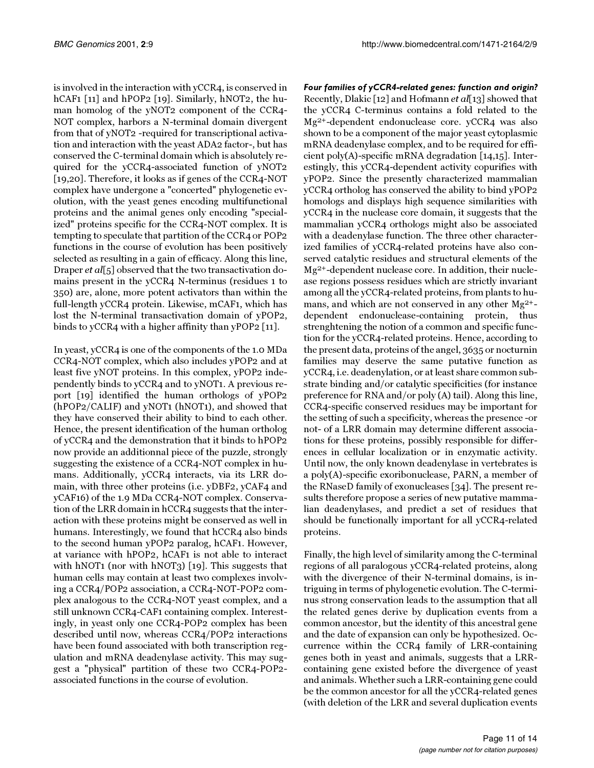is involved in the interaction with yCCR4, is conserved in hCAF1 [11] and hPOP2 [19]. Similarly, hNOT2, the human homolog of the yNOT2 component of the CCR4-NOT complex, harbors a N-terminal domain divergent from that of yNOT2 -required for transcriptional activation and interaction with the yeast ADA2 factor-, but has conserved the C-terminal domain which is absolutely required for the yCCR4-associated function of yNOT2 [19,20]. Therefore, it looks as if genes of the CCR4-NOT complex have undergone a "concerted" phylogenetic evolution, with the yeast genes encoding multifunctional proteins and the animal genes only encoding "specialized" proteins specific for the CCR4-NOT complex. It is tempting to speculate that partition of the CCR4 or POP2 functions in the course of evolution has been positively selected as resulting in a gain of efficacy. Along this line, Draper *et al*[5] observed that the two transactivation domains present in the yCCR4 N-terminus (residues 1 to 350) are, alone, more potent activators than within the full-length yCCR4 protein. Likewise, mCAF1, which has lost the N-terminal transactivation domain of yPOP2, binds to yCCR4 with a higher affinity than yPOP2 [11].

In yeast, yCCR4 is one of the components of the 1.0 MDa CCR4-NOT complex, which also includes yPOP2 and at least five yNOT proteins. In this complex, yPOP2 independently binds to yCCR4 and to yNOT1. A previous report [19] identified the human orthologs of yPOP2 (hPOP2/CALIF) and yNOT1 (hNOT1), and showed that they have conserved their ability to bind to each other. Hence, the present identification of the human ortholog of yCCR4 and the demonstration that it binds to hPOP2 now provide an additionnal piece of the puzzle, strongly suggesting the existence of a CCR4-NOT complex in humans. Additionally, yCCR4 interacts, via its LRR domain, with three other proteins (i.e. yDBF2, yCAF4 and yCAF16) of the 1.9 MDa CCR4-NOT complex. Conservation of the LRR domain in hCCR4 suggests that the interaction with these proteins might be conserved as well in humans. Interestingly, we found that hCCR4 also binds to the second human yPOP2 paralog, hCAF1. However, at variance with hPOP2, hCAF1 is not able to interact with hNOT1 (nor with hNOT3) [19]. This suggests that human cells may contain at least two complexes involving a CCR4/POP2 association, a CCR4-NOT-POP2 complex analogous to the CCR4-NOT yeast complex, and a still unknown CCR4-CAF1 containing complex. Interestingly, in yeast only one CCR4-POP2 complex has been described until now, whereas CCR4/POP2 interactions have been found associated with both transcription regulation and mRNA deadenylase activity. This may suggest a "physical" partition of these two CCR4-POP2-associated functions in the course of evolution.

### *Four families of yCCR4-related genes: function and origin?*

Recently, Dlakic [12] and Hofmann *et al*[13] showed that the yCCR4 C-terminus contains a fold related to the $Mg^{2+}$-dependent endonuclease core. yCCR4 was also shown to be a component of the major yeast cytoplasmic mRNA deadenylase complex, and to be required for efficient poly(A)-specific mRNA degradation [14,15]. Interestingly, this yCCR4-dependent activity copurifies with yPOP2. Since the presently characterized mammalian yCCR4 ortholog has conserved the ability to bind yPOP2 homologs and displays high sequence similarities with yCCR4 in the nuclease core domain, it suggests that the mammalian yCCR4 orthologs might also be associated with a deadenylase function. The three other characterized families of yCCR4-related proteins have also conserved catalytic residues and structural elements of the $Mg^{2+}$-dependent nuclease core. In addition, their nuclease regions possess residues which are strictly invariant among all the yCCR4-related proteins, from plants to humans, and which are not conserved in any other $Mg^{2+}$-dependent endonuclease-containing protein, thus strenghtening the notion of a common and specific function for the yCCR4-related proteins. Hence, according to the present data, proteins of the angel, 3635 or nocturnin families may deserve the same putative function as yCCR4, i.e. deadenylation, or at least share common substrate binding and/or catalytic specificities (for instance preference for RNA and/or poly (A) tail). Along this line, CCR4-specific conserved residues may be important for the setting of such a specificity, whereas the presence -or not- of a LRR domain may determine different associations for these proteins, possibly responsible for differences in cellular localization or in enzymatic activity. Until now, the only known deadenylase in vertebrates is a poly(A)-specific exoribonuclease, PARN, a member of the RNaseD family of exonucleases [34]. The present results therefore propose a series of new putative mammalian deadenylases, and predict a set of residues that should be functionally important for all yCCR4-related proteins.

Finally, the high level of similarity among the C-terminal regions of all paralogous yCCR4-related proteins, along with the divergence of their N-terminal domains, is intriguing in terms of phylogenetic evolution. The C-terminus strong conservation leads to the assumption that all the related genes derive by duplication events from a common ancestor, but the identity of this ancestral gene and the date of expansion can only be hypothesized. Occurrence within the CCR4 family of LRR-containing genes both in yeast and animals, suggests that a LRR-containing gene existed before the divergence of yeast and animals. Whether such a LRR-containing gene could be the common ancestor for all the yCCR4-related genes (with deletion of the LRR and several duplication events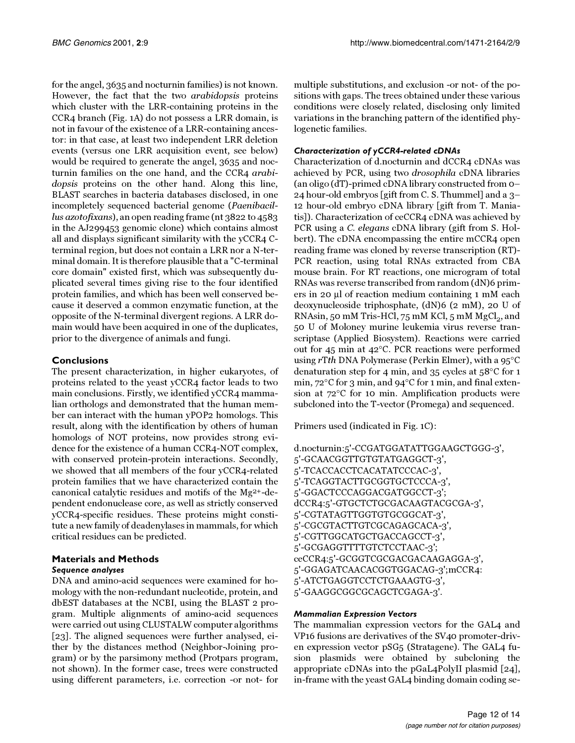for the angel, 3635 and nocturnin families) is not known. However, the fact that the two *arabidopsis* proteins which cluster with the LRR-containing proteins in the CCR4 branch (Fig. 1A) do not possess a LRR domain, is not in favour of the existence of a LRR-containing ancestor: in that case, at least two independent LRR deletion events (versus one LRR acquisition event, see below) would be required to generate the angel, 3635 and nocturnin families on the one hand, and the CCR4 *arabidopsis* proteins on the other hand. Along this line, BLAST searches in bacteria databases disclosed, in one incompletely sequenced bacterial genome (*Paenibacillus azotofixans*), an open reading frame (nt 3822 to 4583 in the AJ299453 genomic clone) which contains almost all and displays significant similarity with the yCCR4 C-terminal region, but does not contain a LRR nor a N-terminal domain. It is therefore plausible that a "C-terminal core domain" existed first, which was subsequently duplicated several times giving rise to the four identified protein families, and which has been well conserved because it deserved a common enzymatic function, at the opposite of the N-terminal divergent regions. A LRR domain would have been acquired in one of the duplicates, prior to the divergence of animals and fungi.

## Conclusions

The present characterization, in higher eukaryotes, of proteins related to the yeast yCCR4 factor leads to two main conclusions. Firstly, we identified yCCR4 mammalian orthologs and demonstrated that the human member can interact with the human yPOP2 homologs. This result, along with the identification by others of human homologs of NOT proteins, now provides strong evidence for the existence of a human CCR4-NOT complex, with conserved protein-protein interactions. Secondly, we showed that all members of the four yCCR4-related protein families that we have characterized contain the canonical catalytic residues and motifs of the $Mg^{2+}$-dependent endonuclease core, as well as strictly conserved yCCR4-specific residues. These proteins might constitute a new family of deadenylases in mammals, for which critical residues can be predicted.

## Materials and Methods

### Sequence analyses

DNA and amino-acid sequences were examined for homology with the non-redundant nucleotide, protein, and dbEST databases at the NCBI, using the BLAST 2 program. Multiple alignments of amino-acid sequences were carried out using CLUSTALW computer algorithms [23]. The aligned sequences were further analysed, either by the distances method (Neighbor-Joining program) or by the parsimony method (Protpars program, not shown). In the former case, trees were constructed using different parameters, i.e. correction -or not- for multiple substitutions, and exclusion -or not- of the positions with gaps. The trees obtained under these various conditions were closely related, disclosing only limited variations in the branching pattern of the identified phylogenetic families.

### Characterization of yCCR4-related cDNAs

Characterization of d.nocturnin and dCCR4 cDNAs was achieved by PCR, using two *drosophila* cDNA libraries (an oligo (dT)-primed cDNA library constructed from 0–24 hour-old embryos [gift from C. S. Thummel] and a 3–12 hour-old embryo cDNA library [gift from T. Maniatis]). Characterization of ceCCR4 cDNA was achieved by PCR using a *C. elegans* cDNA library (gift from S. Holbert). The cDNA encompassing the entire mCCR4 open reading frame was cloned by reverse transcription (RT)-PCR reaction, using total RNAs extracted from CBA mouse brain. For RT reactions, one microgram of total RNAs was reverse transcribed from random (dN)6 primers in 20 µl of reaction medium containing 1 mM each deoxynucleoside triphosphate, (dN)6 (2 mM), 20 U of RNAsin, 50 mM Tris-HCl, 75 mM KCl, 5 mM $MgCl_2$, and 50 U of Moloney murine leukemia virus reverse transcriptase (Applied Biosystem). Reactions were carried out for 45 min at 42°C. PCR reactions were performed using *rTth* DNA Polymerase (Perkin Elmer), with a 95°C denaturation step for 4 min, and 35 cycles at 58°C for 1 min, 72°C for 3 min, and 94°C for 1 min, and final extension at 72°C for 10 min. Amplification products were subcloned into the T-vector (Promega) and sequenced.

Primers used (indicated in Fig. 1C):

d.nocturnin:5'-CCGATGGATATTGGAAGCTGGG-3', 5'-GCAACGGTTGTGTATGAGGCT-3', 5'-TCACCACCTCACATATCCCAC-3', 5'-TCAGGTACTTGCGGTGCTCCCA-3', 5'-GGACTCCCAGGACGATGGCCT-3'; dCCR4:5'-GTGCTCTGCGACAAGTACGCGA-3', 5'-CGTATAGTTGGTGTGCGGCAT-3', 5'-CGCGTACTTGTCGCAGAGCACA-3', 5'-CGTTGGCATGCTGACCAGCCT-3', 5'-GCGAGGTTTTGTCTCCTAAC-3'; ceCCR4:5'-GCGGTCGCGACGACAAGAGGA-3', 5'-GGAGATCAACACGGTGGACAG-3';mCCR4: 5'-ATCTGAGGTCCTCTGAAAGTG-3', 5'-GAAGGCGGCGCAGCTCGAGA-3'.

### Mammalian Expression Vectors

The mammalian expression vectors for the GAL4 and VP16 fusions are derivatives of the SV40 promoter-driven expression vector pSG5 (Stratagene). The GAL4 fusion plasmids were obtained by subcloning the appropriate cDNAs into the pGaL4PolyII plasmid [24], in-frame with the yeast GAL4 binding domain coding se-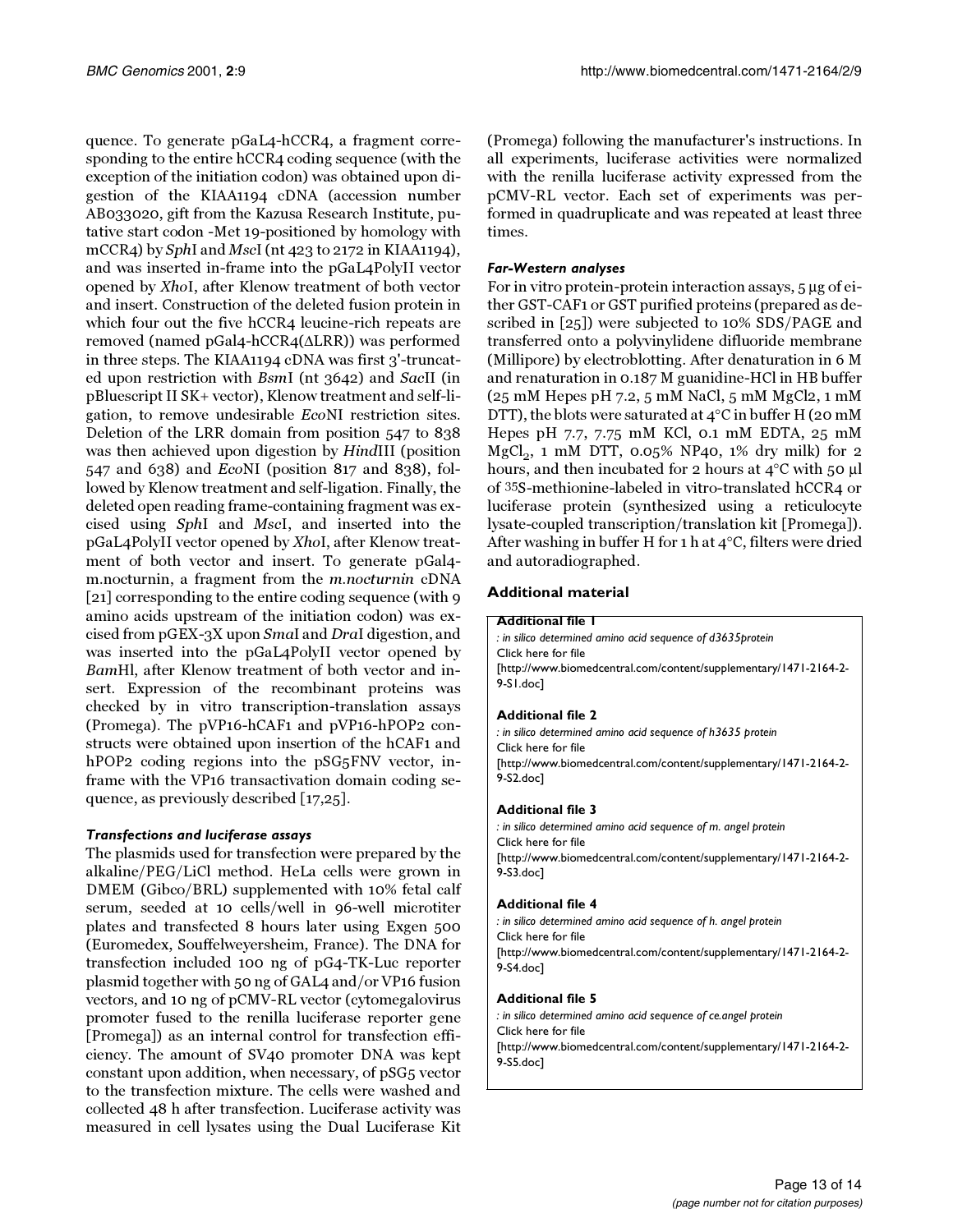quence. To generate pGaL4-hCCR4, a fragment corresponding to the entire hCCR4 coding sequence (with the exception of the initiation codon) was obtained upon digestion of the KIAA1194 cDNA (accession number AB033020, gift from the Kazusa Research Institute, putative start codon -Met 19-positioned by homology with mCCR4) by *Sph*I and *Msc*I (nt 423 to 2172 in KIAA1194), and was inserted in-frame into the pGaL4PolyII vector opened by *Xho*I, after Klenow treatment of both vector and insert. Construction of the deleted fusion protein in which four out the five hCCR4 leucine-rich repeats are removed (named pGal4-hCCR4(ΔLRR)) was performed in three steps. The KIAA1194 cDNA was first 3'-truncated upon restriction with *Bsm*I (nt 3642) and *Sac*II (in pBluescript II SK+ vector), Klenow treatment and self-ligation, to remove undesirable *Eco*NI restriction sites. Deletion of the LRR domain from position 547 to 838 was then achieved upon digestion by *Hind*III (position 547 and 638) and *Eco*NI (position 817 and 838), followed by Klenow treatment and self-ligation. Finally, the deleted open reading frame-containing fragment was excised using *Sph*I and *Msc*I, and inserted into the pGaL4PolyII vector opened by *Xho*I, after Klenow treatment of both vector and insert. To generate pGal4-m.nocturnin, a fragment from the *m.nocturnin* cDNA [21] corresponding to the entire coding sequence (with 9 amino acids upstream of the initiation codon) was excised from pGEX-3X upon *Sma*I and *Dra*I digestion, and was inserted into the pGaL4PolyII vector opened by *Bam*HI, after Klenow treatment of both vector and insert. Expression of the recombinant proteins was checked by in vitro transcription-translation assays (Promega). The pVP16-hCAF1 and pVP16-hPOP2 constructs were obtained upon insertion of the hCAF1 and hPOP2 coding regions into the pSG5FNV vector, in-frame with the VP16 transactivation domain coding sequence, as previously described [17,25].

#### *Transfections and luciferase assays*

The plasmids used for transfection were prepared by the alkaline/PEG/LiCl method. HeLa cells were grown in DMEM (Gibco/BRL) supplemented with 10% fetal calf serum, seeded at 10 cells/well in 96-well microtiter plates and transfected 8 hours later using Exgen 500 (Euromedex, Souffelweyersheim, France). The DNA for transfection included 100 ng of pG4-TK-Luc reporter plasmid together with 50 ng of GAL4 and/or VP16 fusion vectors, and 10 ng of pCMV-RL vector (cytomegalovirus promoter fused to the renilla luciferase reporter gene [Promega]) as an internal control for transfection efficiency. The amount of SV40 promoter DNA was kept constant upon addition, when necessary, of pSG5 vector to the transfection mixture. The cells were washed and collected 48 h after transfection. Luciferase activity was measured in cell lysates using the Dual Luciferase Kit (Promega) following the manufacturer's instructions. In all experiments, luciferase activities were normalized with the renilla luciferase activity expressed from the pCMV-RL vector. Each set of experiments was performed in quadruplicate and was repeated at least three times.

#### *Far-Western analyses*

For in vitro protein-protein interaction assays, 5 μg of either GST-CAF1 or GST purified proteins (prepared as described in [25]) were subjected to 10% SDS/PAGE and transferred onto a polyvinylidene difluoride membrane (Millipore) by electroblotting. After denaturation in 6 M and renaturation in 0.187 M guanidine-HCl in HB buffer (25 mM Hepes pH 7.2, 5 mM NaCl, 5 mM $MgCl_2$, 1 mM DTT), the blots were saturated at 4°C in buffer H (20 mM Hepes pH 7.7, 7.75 mM KCl, 0.1 mM EDTA, 25 mM $MgCl_2$, 1 mM DTT, 0.05% NP40, 1% dry milk) for 2 hours, and then incubated for 2 hours at 4°C with 50 μl of $^{35}$S-methionine-labeled in vitro-translated hCCR4 or luciferase protein (synthesized using a reticulocyte lysate-coupled transcription/translation kit [Promega]). After washing in buffer H for 1 h at 4°C, filters were dried and autoradiographed.

### Additional material

**Additional file 1**
*: in silico determined amino acid sequence of d3635protein*
Click here for file
[http://www.biomedcentral.com/content/supplementary/1471-2164-2-9-S1.doc]

**Additional file 2**
*: in silico determined amino acid sequence of h3635 protein*
Click here for file
[http://www.biomedcentral.com/content/supplementary/1471-2164-2-9-S2.doc]

**Additional file 3**
*: in silico determined amino acid sequence of m. angel protein*
Click here for file
[http://www.biomedcentral.com/content/supplementary/1471-2164-2-9-S3.doc]

**Additional file 4**
*: in silico determined amino acid sequence of h. angel protein*
Click here for file
[http://www.biomedcentral.com/content/supplementary/1471-2164-2-9-S4.doc]

**Additional file 5**
*: in silico determined amino acid sequence of ce.angel protein*
Click here for file
[http://www.biomedcentral.com/content/supplementary/1471-2164-2-9-S5.doc]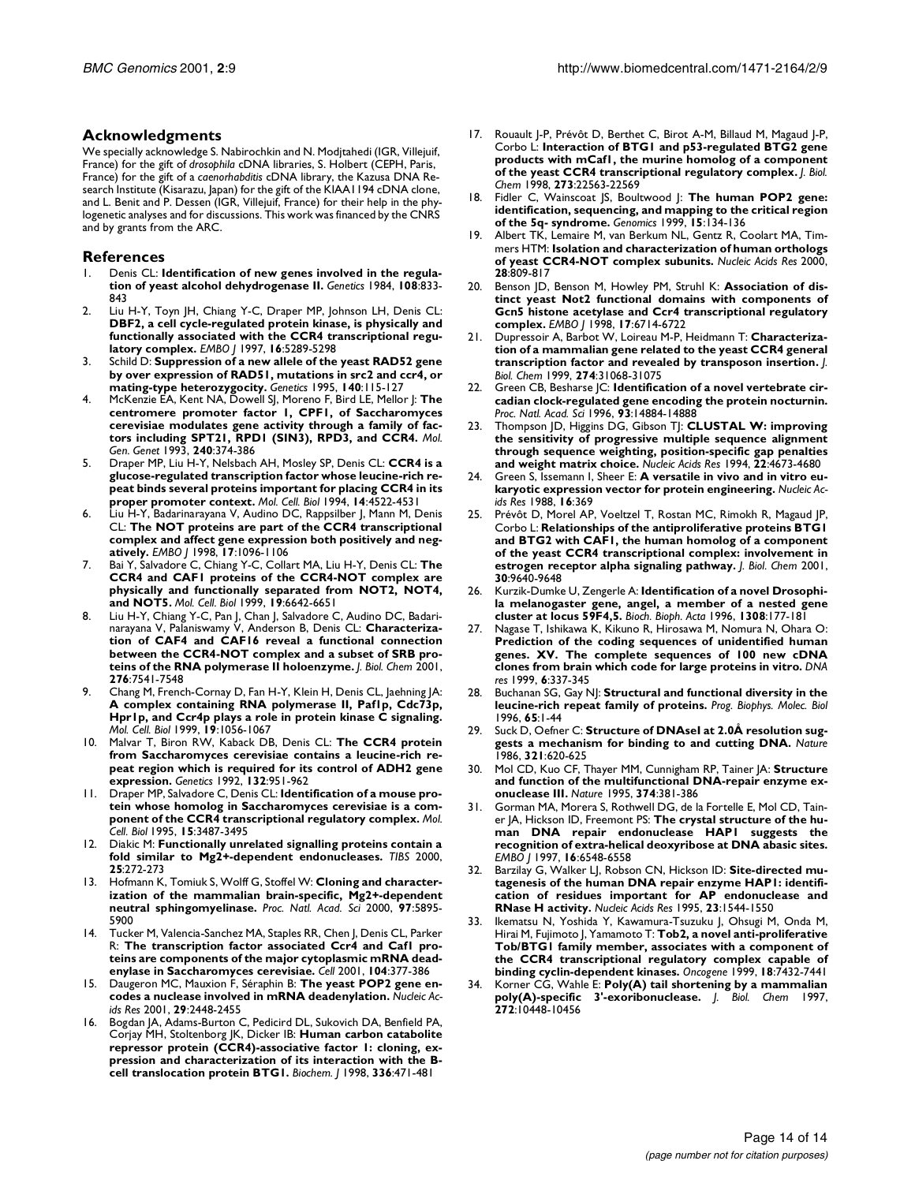## Acknowledgments

We specially acknowledge S. Nabirochkin and N. Modjtahedi (IGR, Villejuif, France) for the gift of *drosophila* cDNA libraries, S. Holbert (CEPH, Paris, France) for the gift of a *caenorhabditis* cDNA library, the Kazusa DNA Research Institute (Kisarazu, Japan) for the gift of the KIAA1194 cDNA clone, and L. Benit and P. Dessen (IGR, Villejuif, France) for their help in the phylogenetic analyses and for discussions. This work was financed by the CNRS and by grants from the ARC.

## References

1. Denis CL: **Identification of new genes involved in the regulation of yeast alcohol dehydrogenase II.** *Genetics* 1984, **108**:833-843
2. Liu H-Y, Toyn JH, Chiang Y-C, Draper MP, Johnson LH, Denis CL: **DBF2, a cell cycle-regulated protein kinase, is physically and functionally associated with the CCR4 transcriptional regulatory complex.** *EMBO J* 1997, **16**:5289-5298
3. Schild D: **Suppression of a new allele of the yeast RAD52 gene by over expression of RAD51, mutations in src2 and ccr4, or mating-type heterozygocity.** *Genetics* 1995, **140**:115-127
4. McKenzie EA, Kent NA, Dowell SJ, Moreno F, Bird LE, Mellor J: **The centromere promoter factor 1, CPF1, of Saccharomyces cerevisiae modulates gene activity through a family of factors including SPT21, RPD1 (SIN3), RPD3, and CCR4.** *Mol. Gen. Genet* 1993, **240**:374-386
5. Draper MP, Liu H-Y, Nelsbach AH, Mosley SP, Denis CL: **CCR4 is a glucose-regulated transcription factor whose leucine-rich repeat binds several proteins important for placing CCR4 in its proper promoter context.** *Mol. Cell. Biol* 1994, **14**:4522-4531
6. Liu H-Y, Badarinarayana V, Audino DC, Rappsilber J, Mann M, Denis CL: **The NOT proteins are part of the CCR4 transcriptional complex and affect gene expression both positively and negatively.** *EMBO J* 1998, **17**:1096-1106
7. Bai Y, Salvadore C, Chiang Y-C, Collart MA, Liu H-Y, Denis CL: **The CCR4 and CAF1 proteins of the CCR4-NOT complex are physically and functionally separated from NOT2, NOT4, and NOT5.** *Mol. Cell. Biol* 1999, **19**:6642-6651
8. Liu H-Y, Chiang Y-C, Pan J, Chan J, Salvadore C, Audino DC, Badarinarayana V, Palaniswamy V, Anderson B, Denis CL: **Characterization of CAF4 and CAF16 reveal a functional connection between the CCR4-NOT complex and a subset of SRB proteins of the RNA polymerase II holoenzyme.** *J. Biol. Chem* 2001, **276**:7541-7548
9. Chang M, French-Cornay D, Fan H-Y, Klein H, Denis CL, Jaehning JA: **A complex containing RNA polymerase II, Paf1p, Cdc73p, Hpr1p, and Ccr4p plays a role in protein kinase C signaling.** *Mol. Cell. Biol* 1999, **19**:1056-1067
10. Malvar T, Biron RW, Kaback DB, Denis CL: **The CCR4 protein from Saccharomyces cerevisiae contains a leucine-rich repeat region which is required for its control of ADH2 gene expression.** *Genetics* 1992, **132**:951-962
11. Draper MP, Salvadore C, Denis CL: **Identification of a mouse protein whose homolog in Saccharomyces cerevisiae is a component of the CCR4 transcriptional regulatory complex.** *Mol. Cell. Biol* 1995, **15**:3487-3495
12. Diakic M: **Functionally unrelated signalling proteins contain a fold similar to Mg2+-dependent endonucleases.** *TIBS* 2000, **25**:272-273
13. Hofmann K, Tomiuk S, Wolff G, Stoffel W: **Cloning and characterization of the mammalian brain-specific, Mg2+-dependent neutral sphingomyelinase.** *Proc. Natl. Acad. Sci* 2000, **97**:5895-5900
14. Tucker M, Valencia-Sanchez MA, Staples RR, Chen J, Denis CL, Parker R: **The transcription factor associated Ccr4 and Caf1 proteins are components of the major cytoplasmic mRNA deadenylase in Saccharomyces cerevisiae.** *Cell* 2001, **104**:377-386
15. Daugeron MC, Mauxion F, Séraphin B: **The yeast POP2 gene encodes a nuclease involved in mRNA deadenylation.** *Nucleic Acids Res* 2001, **29**:2448-2455
16. Bogdan JA, Adams-Burton C, Pedicird DL, Sukovich DA, Benfield PA, Corjay MH, Stoltenborg JK, Dicker IB: **Human carbon catabolite repressor protein (CCR4)-associative factor 1: cloning, expression and characterization of its interaction with the B-cell translocation protein BTG1.** *Biochem. J* 1998, **336**:471-481
17. Rouault J-P, Prévôt D, Berthet C, Birot A-M, Billaud M, Magaud J-P, Corbo L: **Interaction of BTG1 and p53-regulated BTG2 gene products with mCaf1, the murine homolog of a component of the yeast CCR4 transcriptional regulatory complex.** *J. Biol. Chem* 1998, **273**:22563-22569
18. Fidler C, Wainscoat JS, Boultwood J: **The human POP2 gene: identification, sequencing, and mapping to the critical region of the 5q- syndrome.** *Genomics* 1999, **15**:134-136
19. Albert TK, Lemaire M, van Berkum NL, Gentz R, Coolart MA, Timmers HTM: **Isolation and characterization of human orthologs of yeast CCR4-NOT complex subunits.** *Nucleic Acids Res* 2000, **28**:809-817
20. Benson JD, Benson M, Howley PM, Struhl K: **Association of distinct yeast Not2 functional domains with components of Gcn5 histone acetylase and Ccr4 transcriptional regulatory complex.** *EMBO J* 1998, **17**:6714-6722
21. Dupressoir A, Barbot W, Loireau M-P, Heidmann T: **Characterization of a mammalian gene related to the yeast CCR4 general transcription factor and revealed by transposon insertion.** *J. Biol. Chem* 1999, **274**:31068-31075
22. Green CB, Besharse JC: **Identification of a novel vertebrate circadian clock-regulated gene encoding the protein nocturnin.** *Proc. Natl. Acad. Sci* 1996, **93**:14884-14888
23. Thompson JD, Higgins DG, Gibson TJ: **CLUSTAL W: improving the sensitivity of progressive multiple sequence alignment through sequence weighting, position-specific gap penalties and weight matrix choice.** *Nucleic Acids Res* 1994, **22**:4673-4680
24. Green S, Issemann I, Sheer E: **A versatile in vivo and in vitro eukaryotic expression vector for protein engineering.** *Nucleic Acids Res* 1988, **16**:369
25. Prévôt D, Morel AP, Voeltzel T, Rostan MC, Rimokh R, Magaud JP, Corbo L: **Relationships of the antiproliferative proteins BTG1 and BTG2 with CAF1, the human homolog of a component of the yeast CCR4 transcriptional complex: involvement in estrogen receptor alpha signaling pathway.** *J. Biol. Chem* 2001, **30**:9640-9648
26. Kurzik-Dumke U, Zengerle A: **Identification of a novel Drosophila melanogaster gene, angel, a member of a nested gene cluster at locus 59F4,5.** *Bioch. Bioph. Acta* 1996, **1308**:177-181
27. Nagase T, Ishikawa K, Kikuno R, Hirosawa M, Nomura N, Ohara O: **Prediction of the coding sequences of unidentified human genes. XV. The complete sequences of 100 new cDNA clones from brain which code for large proteins in vitro.** *DNA res* 1999, **6**:337-345
28. Buchanan SG, Gay NJ: **Structural and functional diversity in the leucine-rich repeat family of proteins.** *Prog. Biophys. Molec. Biol* 1996, **65**:1-44
29. Suck D, Oefner C: **Structure of DNaseI at 2.0Å resolution suggests a mechanism for binding to and cutting DNA.** *Nature* 1986, **321**:620-625
30. Mol CD, Kuo CF, Thayer MM, Cunnigham RP, Tainer JA: **Structure and function of the multifunctional DNA-repair enzyme exonuclease III.** *Nature* 1995, **374**:381-386
31. Gorman MA, Morera S, Rothwell DG, de la Fortelle E, Mol CD, Tainer JA, Hickson ID, Freemont PS: **The crystal structure of the human DNA repair endonuclease HAP1 suggests the recognition of extra-helical deoxyribose at DNA abasic sites.** *EMBO J* 1997, **16**:6548-6558
32. Barzilay G, Walker LJ, Robson CN, Hickson ID: **Site-directed mutagenesis of the human DNA repair enzyme HAP1: identification of residues important for AP endonuclease and RNase H activity.** *Nucleic Acids Res* 1995, **23**:1544-1550
33. Ikematsu N, Yoshida Y, Kawamura-Tsuzuku J, Ohsugi M, Onda M, Hirai M, Fujimoto J, Yamamoto T: **Tob2, a novel anti-proliferative Tob/BTG1 family member, associates with a component of the CCR4 transcriptional regulatory complex capable of binding cyclin-dependent kinases.** *Oncogene* 1999, **18**:7432-7441
34. Korner CG, Wahle E: **Poly(A) tail shortening by a mammalian poly(A)-specific 3'-exoribonuclease.** *J. Biol. Chem* 1997, **272**:10448-10456